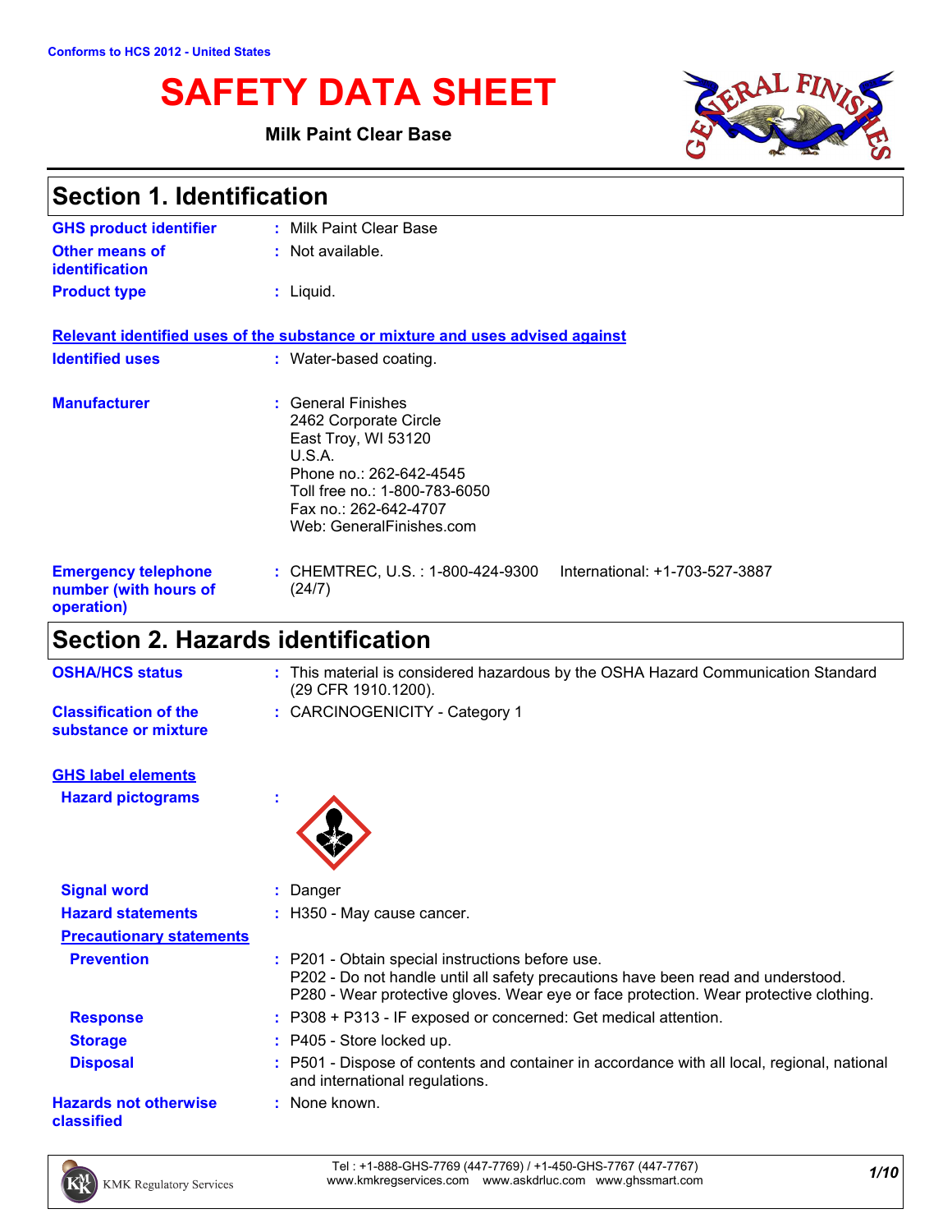Conforms to HCS 2012 - United States

# SAFETY DATA SHEET

**Milk Paint Clear Base**

## Section 1. Identification

**GHS product identifier** : Milk Paint Clear Base

**Other means of identification** : Not available.

**Product type** : Liquid.

**Relevant identified uses of the substance or mixture and uses advised against**

**Identified uses** : Water-based coating.

**Manufacturer** : General Finishes
2462 Corporate Circle
East Troy, WI 53120
U.S.A.
Phone no.: 262-642-4545
Toll free no.: 1-800-783-6050
Fax no.: 262-642-4707
Web: GeneralFinishes.com

**Emergency telephone number (with hours of operation)** : CHEMTREC, U.S. : 1-800-424-9300 International: +1-703-527-3887 (24/7)

## Section 2. Hazards identification

**OSHA/HCS status** : This material is considered hazardous by the OSHA Hazard Communication Standard (29 CFR 1910.1200).

**Classification of the substance or mixture** : CARCINOGENICITY - Category 1

**GHS label elements**

**Hazard pictograms** :

**Signal word** : Danger

**Hazard statements** : H350 - May cause cancer.

**Precautionary statements**

**Prevention** : P201 - Obtain special instructions before use.
P202 - Do not handle until all safety precautions have been read and understood.
P280 - Wear protective gloves. Wear eye or face protection. Wear protective clothing.

**Response** : P308 + P313 - IF exposed or concerned: Get medical attention.

**Storage** : P405 - Store locked up.

**Disposal** : P501 - Dispose of contents and container in accordance with all local, regional, national and international regulations.

**Hazards not otherwise classified** : None known.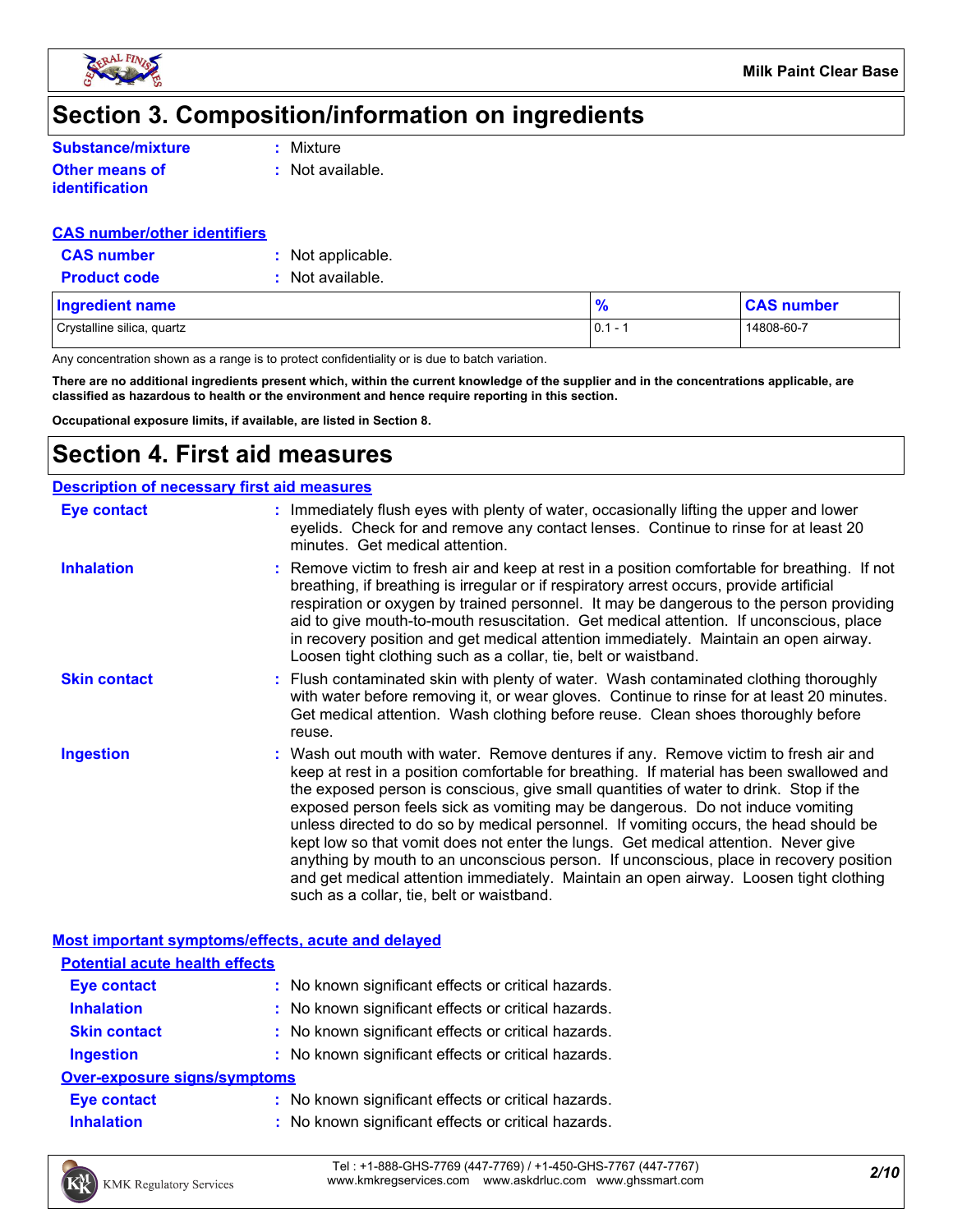# Section 3. Composition/information on ingredients

**Substance/mixture** : Mixture

**Other means of identification** : Not available.

**CAS number/other identifiers**

**CAS number** : Not applicable.

**Product code** : Not available.

| Ingredient name | % | CAS number |
|---|---|---|
| Crystalline silica, quartz | 0.1 - 1 | 14808-60-7 |

Any concentration shown as a range is to protect confidentiality or is due to batch variation.

**There are no additional ingredients present which, within the current knowledge of the supplier and in the concentrations applicable, are classified as hazardous to health or the environment and hence require reporting in this section.**

**Occupational exposure limits, if available, are listed in Section 8.**

# Section 4. First aid measures

**Description of necessary first aid measures**

**Eye contact** : Immediately flush eyes with plenty of water, occasionally lifting the upper and lower eyelids. Check for and remove any contact lenses. Continue to rinse for at least 20 minutes. Get medical attention.

**Inhalation** : Remove victim to fresh air and keep at rest in a position comfortable for breathing. If not breathing, if breathing is irregular or if respiratory arrest occurs, provide artificial respiration or oxygen by trained personnel. It may be dangerous to the person providing aid to give mouth-to-mouth resuscitation. Get medical attention. If unconscious, place in recovery position and get medical attention immediately. Maintain an open airway. Loosen tight clothing such as a collar, tie, belt or waistband.

**Skin contact** : Flush contaminated skin with plenty of water. Wash contaminated clothing thoroughly with water before removing it, or wear gloves. Continue to rinse for at least 20 minutes. Get medical attention. Wash clothing before reuse. Clean shoes thoroughly before reuse.

**Ingestion** : Wash out mouth with water. Remove dentures if any. Remove victim to fresh air and keep at rest in a position comfortable for breathing. If material has been swallowed and the exposed person is conscious, give small quantities of water to drink. Stop if the exposed person feels sick as vomiting may be dangerous. Do not induce vomiting unless directed to do so by medical personnel. If vomiting occurs, the head should be kept low so that vomit does not enter the lungs. Get medical attention. Never give anything by mouth to an unconscious person. If unconscious, place in recovery position and get medical attention immediately. Maintain an open airway. Loosen tight clothing such as a collar, tie, belt or waistband.

**Most important symptoms/effects, acute and delayed**

**Potential acute health effects**

**Eye contact** : No known significant effects or critical hazards.

**Inhalation** : No known significant effects or critical hazards.

**Skin contact** : No known significant effects or critical hazards.

**Ingestion** : No known significant effects or critical hazards.

**Over-exposure signs/symptoms**

**Eye contact** : No known significant effects or critical hazards.

**Inhalation** : No known significant effects or critical hazards.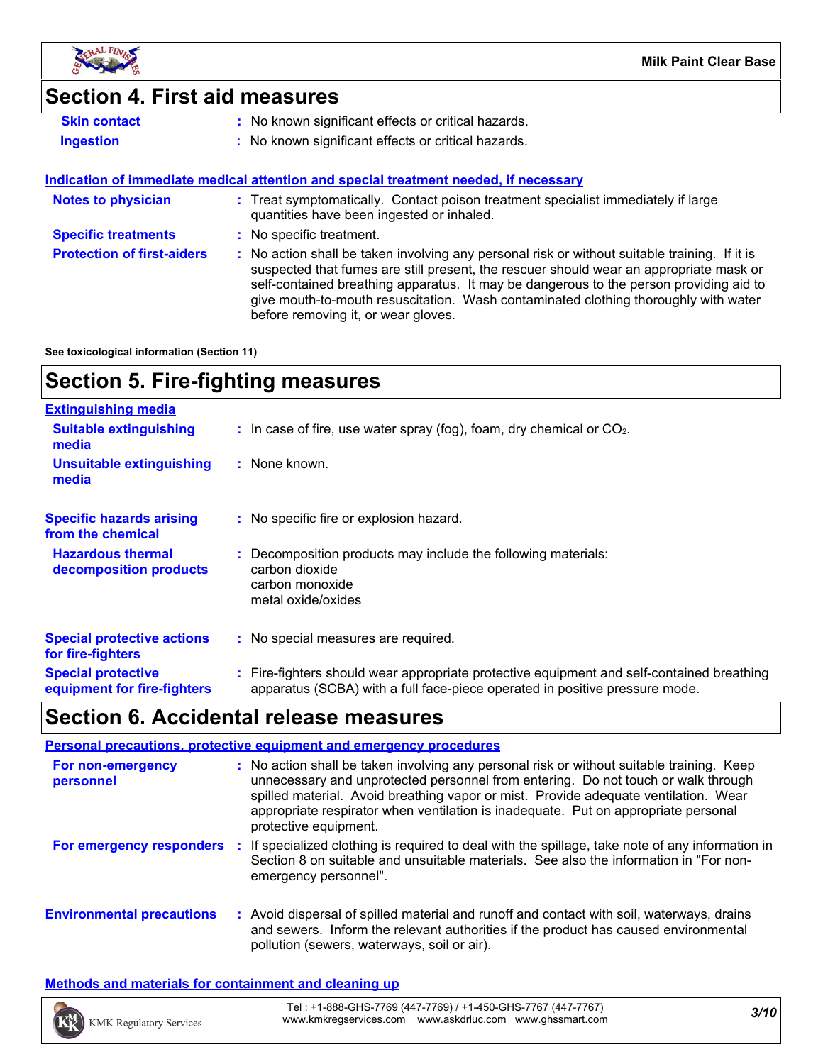## Section 4. First aid measures

| | |
|---|---|
| **Skin contact** | : No known significant effects or critical hazards. |
| **Ingestion** | : No known significant effects or critical hazards. |

**Indication of immediate medical attention and special treatment needed, if necessary**

| | |
|---|---|
| **Notes to physician** | : Treat symptomatically. Contact poison treatment specialist immediately if large quantities have been ingested or inhaled. |
| **Specific treatments** | : No specific treatment. |
| **Protection of first-aiders** | : No action shall be taken involving any personal risk or without suitable training. If it is suspected that fumes are still present, the rescuer should wear an appropriate mask or self-contained breathing apparatus. It may be dangerous to the person providing aid to give mouth-to-mouth resuscitation. Wash contaminated clothing thoroughly with water before removing it, or wear gloves. |

**See toxicological information (Section 11)**

## Section 5. Fire-fighting measures

**Extinguishing media**

| | |
|---|---|
| **Suitable extinguishing media** | : In case of fire, use water spray (fog), foam, dry chemical or $CO_2$. |
| **Unsuitable extinguishing media** | : None known. |
| **Specific hazards arising from the chemical** | : No specific fire or explosion hazard. |
| **Hazardous thermal decomposition products** | : Decomposition products may include the following materials: carbon dioxide, carbon monoxide, metal oxide/oxides |
| **Special protective actions for fire-fighters** | : No special measures are required. |
| **Special protective equipment for fire-fighters** | : Fire-fighters should wear appropriate protective equipment and self-contained breathing apparatus (SCBA) with a full face-piece operated in positive pressure mode. |

## Section 6. Accidental release measures

**Personal precautions, protective equipment and emergency procedures**

| | |
|---|---|
| **For non-emergency personnel** | : No action shall be taken involving any personal risk or without suitable training. Keep unnecessary and unprotected personnel from entering. Do not touch or walk through spilled material. Avoid breathing vapor or mist. Provide adequate ventilation. Wear appropriate respirator when ventilation is inadequate. Put on appropriate personal protective equipment. |
| **For emergency responders** | : If specialized clothing is required to deal with the spillage, take note of any information in Section 8 on suitable and unsuitable materials. See also the information in "For non-emergency personnel". |
| **Environmental precautions** | : Avoid dispersal of spilled material and runoff and contact with soil, waterways, drains and sewers. Inform the relevant authorities if the product has caused environmental pollution (sewers, waterways, soil or air). |

**Methods and materials for containment and cleaning up**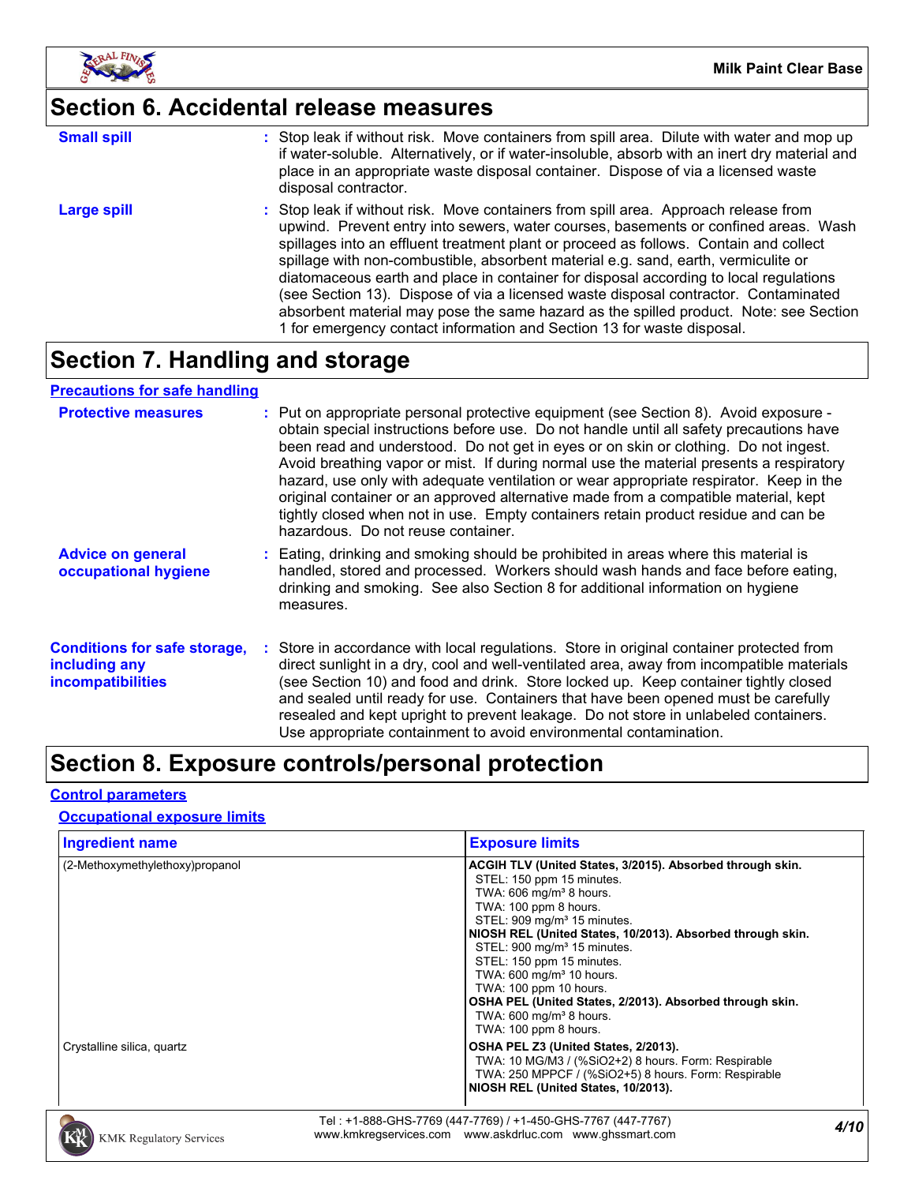## Section 6. Accidental release measures

**Small spill** : Stop leak if without risk. Move containers from spill area. Dilute with water and mop up if water-soluble. Alternatively, or if water-insoluble, absorb with an inert dry material and place in an appropriate waste disposal container. Dispose of via a licensed waste disposal contractor.

**Large spill** : Stop leak if without risk. Move containers from spill area. Approach release from upwind. Prevent entry into sewers, water courses, basements or confined areas. Wash spillages into an effluent treatment plant or proceed as follows. Contain and collect spillage with non-combustible, absorbent material e.g. sand, earth, vermiculite or diatomaceous earth and place in container for disposal according to local regulations (see Section 13). Dispose of via a licensed waste disposal contractor. Contaminated absorbent material may pose the same hazard as the spilled product. Note: see Section 1 for emergency contact information and Section 13 for waste disposal.

## Section 7. Handling and storage

### Precautions for safe handling

**Protective measures** : Put on appropriate personal protective equipment (see Section 8). Avoid exposure - obtain special instructions before use. Do not handle until all safety precautions have been read and understood. Do not get in eyes or on skin or clothing. Do not ingest. Avoid breathing vapor or mist. If during normal use the material presents a respiratory hazard, use only with adequate ventilation or wear appropriate respirator. Keep in the original container or an approved alternative made from a compatible material, kept tightly closed when not in use. Empty containers retain product residue and can be hazardous. Do not reuse container.

**Advice on general occupational hygiene** : Eating, drinking and smoking should be prohibited in areas where this material is handled, stored and processed. Workers should wash hands and face before eating, drinking and smoking. See also Section 8 for additional information on hygiene measures.

**Conditions for safe storage, including any incompatibilities** : Store in accordance with local regulations. Store in original container protected from direct sunlight in a dry, cool and well-ventilated area, away from incompatible materials (see Section 10) and food and drink. Store locked up. Keep container tightly closed and sealed until ready for use. Containers that have been opened must be carefully resealed and kept upright to prevent leakage. Do not store in unlabeled containers. Use appropriate containment to avoid environmental contamination.

## Section 8. Exposure controls/personal protection

### Control parameters

#### Occupational exposure limits

| Ingredient name | Exposure limits |
|---|---|
| (2-Methoxymethylethoxy)propanol | **ACGIH TLV (United States, 3/2015). Absorbed through skin.**<br>STEL: 150 ppm 15 minutes.<br>TWA: 606 mg/m³ 8 hours.<br>TWA: 100 ppm 8 hours.<br>STEL: 909 mg/m³ 15 minutes.<br>**NIOSH REL (United States, 10/2013). Absorbed through skin.**<br>STEL: 900 mg/m³ 15 minutes.<br>STEL: 150 ppm 15 minutes.<br>TWA: 600 mg/m³ 10 hours.<br>TWA: 100 ppm 10 hours.<br>**OSHA PEL (United States, 2/2013). Absorbed through skin.**<br>TWA: 600 mg/m³ 8 hours.<br>TWA: 100 ppm 8 hours. |
| Crystalline silica, quartz | **OSHA PEL Z3 (United States, 2/2013).**<br>TWA: 10 MG/M3 / (%SiO2+2) 8 hours. Form: Respirable<br>TWA: 250 MPPCF / (%SiO2+5) 8 hours. Form: Respirable<br>**NIOSH REL (United States, 10/2013).** |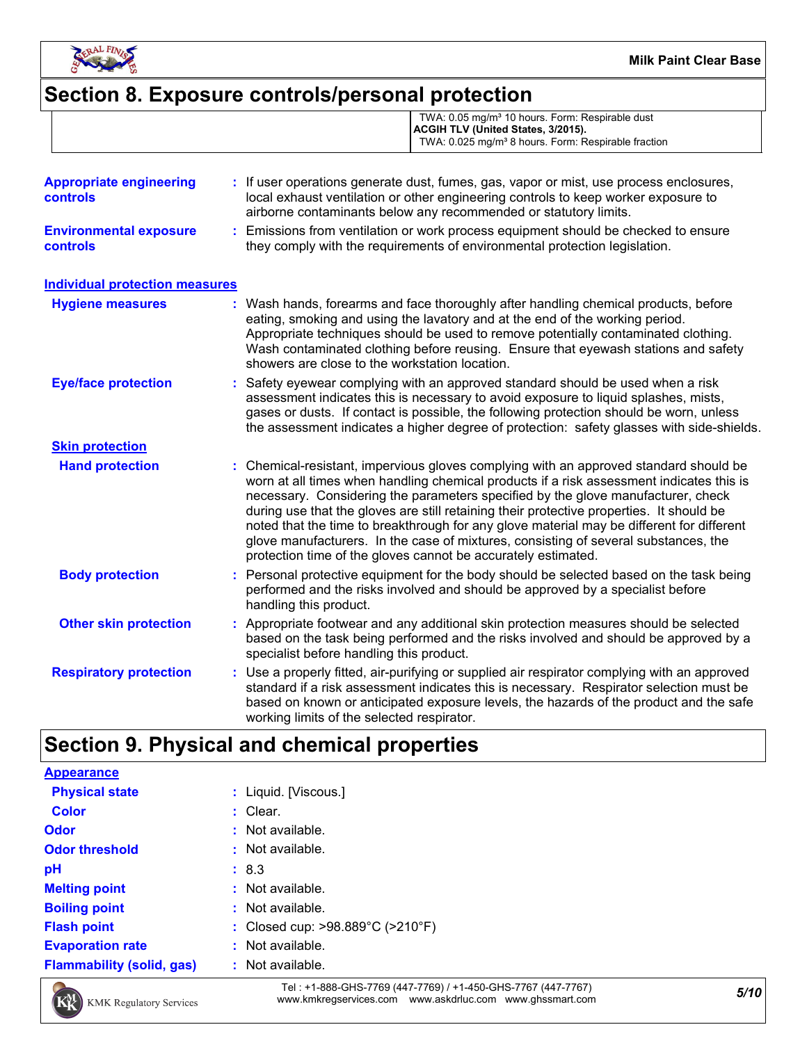## Section 8. Exposure controls/personal protection

| | |
|---|---|
| | TWA: 0.05 mg/m³ 10 hours. Form: Respirable dust<br>**ACGIH TLV (United States, 3/2015).**<br>TWA: 0.025 mg/m³ 8 hours. Form: Respirable fraction |

**Appropriate engineering controls** : If user operations generate dust, fumes, gas, vapor or mist, use process enclosures, local exhaust ventilation or other engineering controls to keep worker exposure to airborne contaminants below any recommended or statutory limits.

**Environmental exposure controls** : Emissions from ventilation or work process equipment should be checked to ensure they comply with the requirements of environmental protection legislation.

### Individual protection measures

**Hygiene measures** : Wash hands, forearms and face thoroughly after handling chemical products, before eating, smoking and using the lavatory and at the end of the working period. Appropriate techniques should be used to remove potentially contaminated clothing. Wash contaminated clothing before reusing. Ensure that eyewash stations and safety showers are close to the workstation location.

**Eye/face protection** : Safety eyewear complying with an approved standard should be used when a risk assessment indicates this is necessary to avoid exposure to liquid splashes, mists, gases or dusts. If contact is possible, the following protection should be worn, unless the assessment indicates a higher degree of protection: safety glasses with side-shields.

**Skin protection**

**Hand protection** : Chemical-resistant, impervious gloves complying with an approved standard should be worn at all times when handling chemical products if a risk assessment indicates this is necessary. Considering the parameters specified by the glove manufacturer, check during use that the gloves are still retaining their protective properties. It should be noted that the time to breakthrough for any glove material may be different for different glove manufacturers. In the case of mixtures, consisting of several substances, the protection time of the gloves cannot be accurately estimated.

**Body protection** : Personal protective equipment for the body should be selected based on the task being performed and the risks involved and should be approved by a specialist before handling this product.

**Other skin protection** : Appropriate footwear and any additional skin protection measures should be selected based on the task being performed and the risks involved and should be approved by a specialist before handling this product.

**Respiratory protection** : Use a properly fitted, air-purifying or supplied air respirator complying with an approved standard if a risk assessment indicates this is necessary. Respirator selection must be based on known or anticipated exposure levels, the hazards of the product and the safe working limits of the selected respirator.

## Section 9. Physical and chemical properties

**Appearance**

**Physical state** : Liquid. [Viscous.]

**Color** : Clear.

**Odor** : Not available.

**Odor threshold** : Not available.

**pH** : 8.3

**Melting point** : Not available.

**Boiling point** : Not available.

**Flash point** : Closed cup: >98.889°C (>210°F)

**Evaporation rate** : Not available.

**Flammability (solid, gas)** : Not available.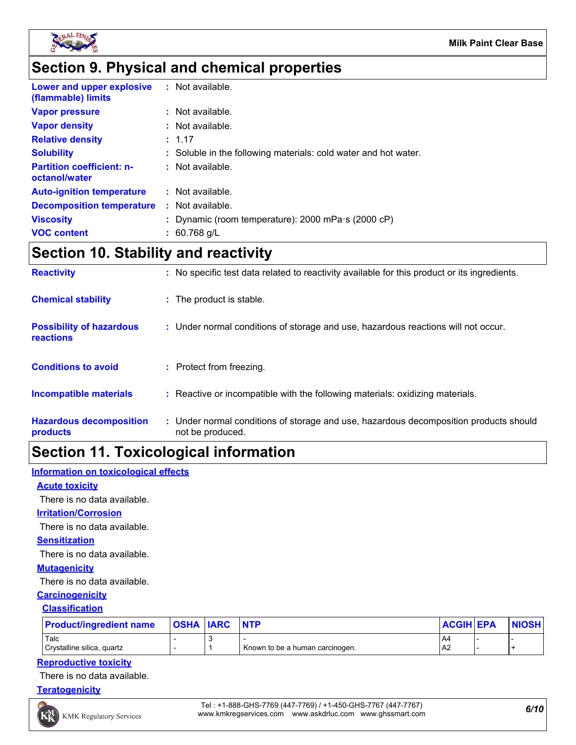# Section 9. Physical and chemical properties

| | |
|---|---|
| **Lower and upper explosive (flammable) limits** | : Not available. |
| **Vapor pressure** | : Not available. |
| **Vapor density** | : Not available. |
| **Relative density** | : 1.17 |
| **Solubility** | : Soluble in the following materials: cold water and hot water. |
| **Partition coefficient: n-octanol/water** | : Not available. |
| **Auto-ignition temperature** | : Not available. |
| **Decomposition temperature** | : Not available. |
| **Viscosity** | : Dynamic (room temperature): 2000 mPa·s (2000 cP) |
| **VOC content** | : 60.768 g/L |

# Section 10. Stability and reactivity

| | |
|---|---|
| **Reactivity** | : No specific test data related to reactivity available for this product or its ingredients. |
| **Chemical stability** | : The product is stable. |
| **Possibility of hazardous reactions** | : Under normal conditions of storage and use, hazardous reactions will not occur. |
| **Conditions to avoid** | : Protect from freezing. |
| **Incompatible materials** | : Reactive or incompatible with the following materials: oxidizing materials. |
| **Hazardous decomposition products** | : Under normal conditions of storage and use, hazardous decomposition products should not be produced. |

# Section 11. Toxicological information

## Information on toxicological effects

### Acute toxicity

There is no data available.

### Irritation/Corrosion

There is no data available.

### Sensitization

There is no data available.

### Mutagenicity

There is no data available.

### Carcinogenicity

#### Classification

| Product/ingredient name | OSHA | IARC | NTP | ACGIH | EPA | NIOSH |
|---|---|---|---|---|---|---|
| Talc | - | 3 | - | A4 | - | - |
| Crystalline silica, quartz | - | 1 | Known to be a human carcinogen. | A2 | - | + |

### Reproductive toxicity

There is no data available.

### Teratogenicity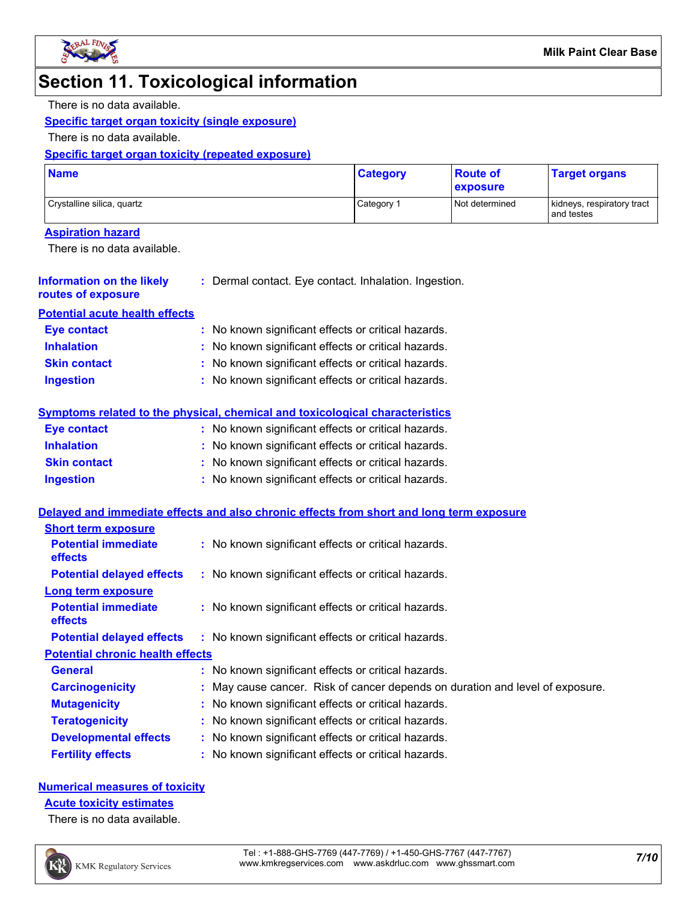# Section 11. Toxicological information

There is no data available.

**Specific target organ toxicity (single exposure)**

There is no data available.

**Specific target organ toxicity (repeated exposure)**

| Name | Category | Route of exposure | Target organs |
|---|---|---|---|
| Crystalline silica, quartz | Category 1 | Not determined | kidneys, respiratory tract and testes |

**Aspiration hazard**

There is no data available.

**Information on the likely routes of exposure** : Dermal contact. Eye contact. Inhalation. Ingestion.

**Potential acute health effects**

- **Eye contact** : No known significant effects or critical hazards.
- **Inhalation** : No known significant effects or critical hazards.
- **Skin contact** : No known significant effects or critical hazards.
- **Ingestion** : No known significant effects or critical hazards.

**Symptoms related to the physical, chemical and toxicological characteristics**

- **Eye contact** : No known significant effects or critical hazards.
- **Inhalation** : No known significant effects or critical hazards.
- **Skin contact** : No known significant effects or critical hazards.
- **Ingestion** : No known significant effects or critical hazards.

**Delayed and immediate effects and also chronic effects from short and long term exposure**

**Short term exposure**

- **Potential immediate effects** : No known significant effects or critical hazards.
- **Potential delayed effects** : No known significant effects or critical hazards.

**Long term exposure**

- **Potential immediate effects** : No known significant effects or critical hazards.
- **Potential delayed effects** : No known significant effects or critical hazards.

**Potential chronic health effects**

- **General** : No known significant effects or critical hazards.
- **Carcinogenicity** : May cause cancer. Risk of cancer depends on duration and level of exposure.
- **Mutagenicity** : No known significant effects or critical hazards.
- **Teratogenicity** : No known significant effects or critical hazards.
- **Developmental effects** : No known significant effects or critical hazards.
- **Fertility effects** : No known significant effects or critical hazards.

**Numerical measures of toxicity**

**Acute toxicity estimates**

There is no data available.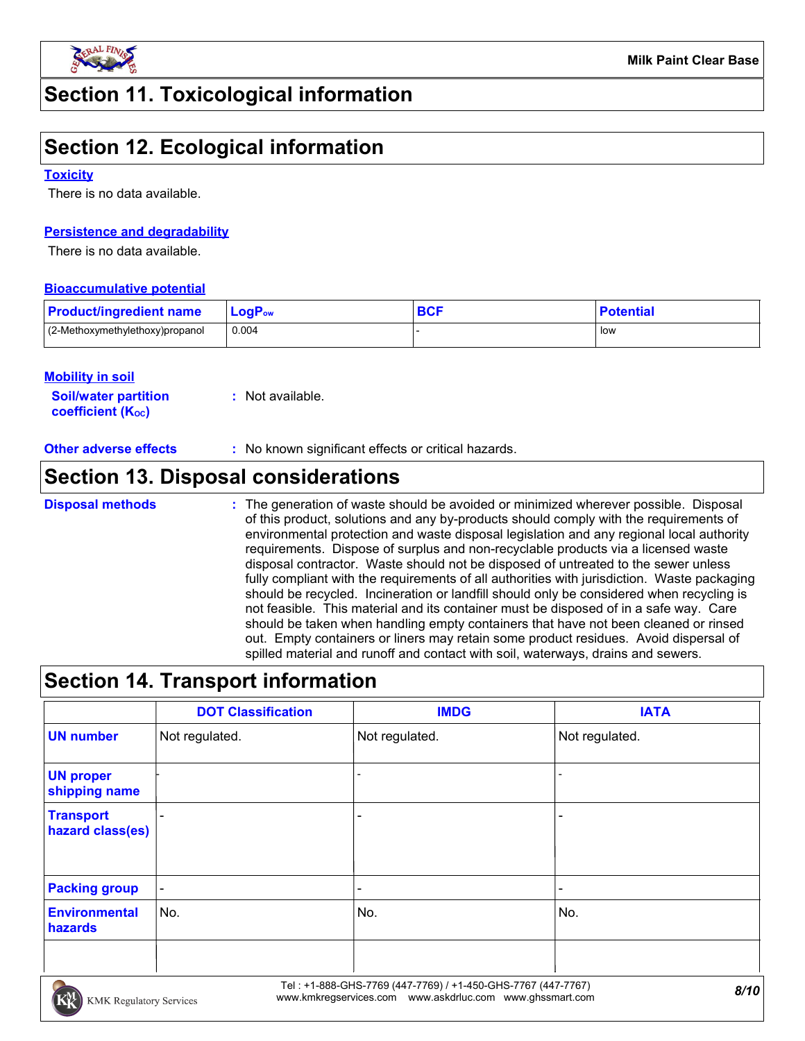# Section 11. Toxicological information

# Section 12. Ecological information

### Toxicity

There is no data available.

### Persistence and degradability

There is no data available.

### Bioaccumulative potential

| Product/ingredient name | $LogP_{ow}$ | BCF | Potential |
|---|---|---|---|
| (2-Methoxymethylethoxy)propanol | 0.004 | - | low |

### Mobility in soil

**Soil/water partition coefficient ($K_{OC}$)** : Not available.

**Other adverse effects** : No known significant effects or critical hazards.

# Section 13. Disposal considerations

**Disposal methods** : The generation of waste should be avoided or minimized wherever possible. Disposal of this product, solutions and any by-products should comply with the requirements of environmental protection and waste disposal legislation and any regional local authority requirements. Dispose of surplus and non-recyclable products via a licensed waste disposal contractor. Waste should not be disposed of untreated to the sewer unless fully compliant with the requirements of all authorities with jurisdiction. Waste packaging should be recycled. Incineration or landfill should only be considered when recycling is not feasible. This material and its container must be disposed of in a safe way. Care should be taken when handling empty containers that have not been cleaned or rinsed out. Empty containers or liners may retain some product residues. Avoid dispersal of spilled material and runoff and contact with soil, waterways, drains and sewers.

# Section 14. Transport information

| | DOT Classification | IMDG | IATA |
|---|---|---|---|
| UN number | Not regulated. | Not regulated. | Not regulated. |
| UN proper shipping name | - | - | - |
| Transport hazard class(es) | - | - | - |
| Packing group | - | - | - |
| Environmental hazards | No. | No. | No. |
| | | | |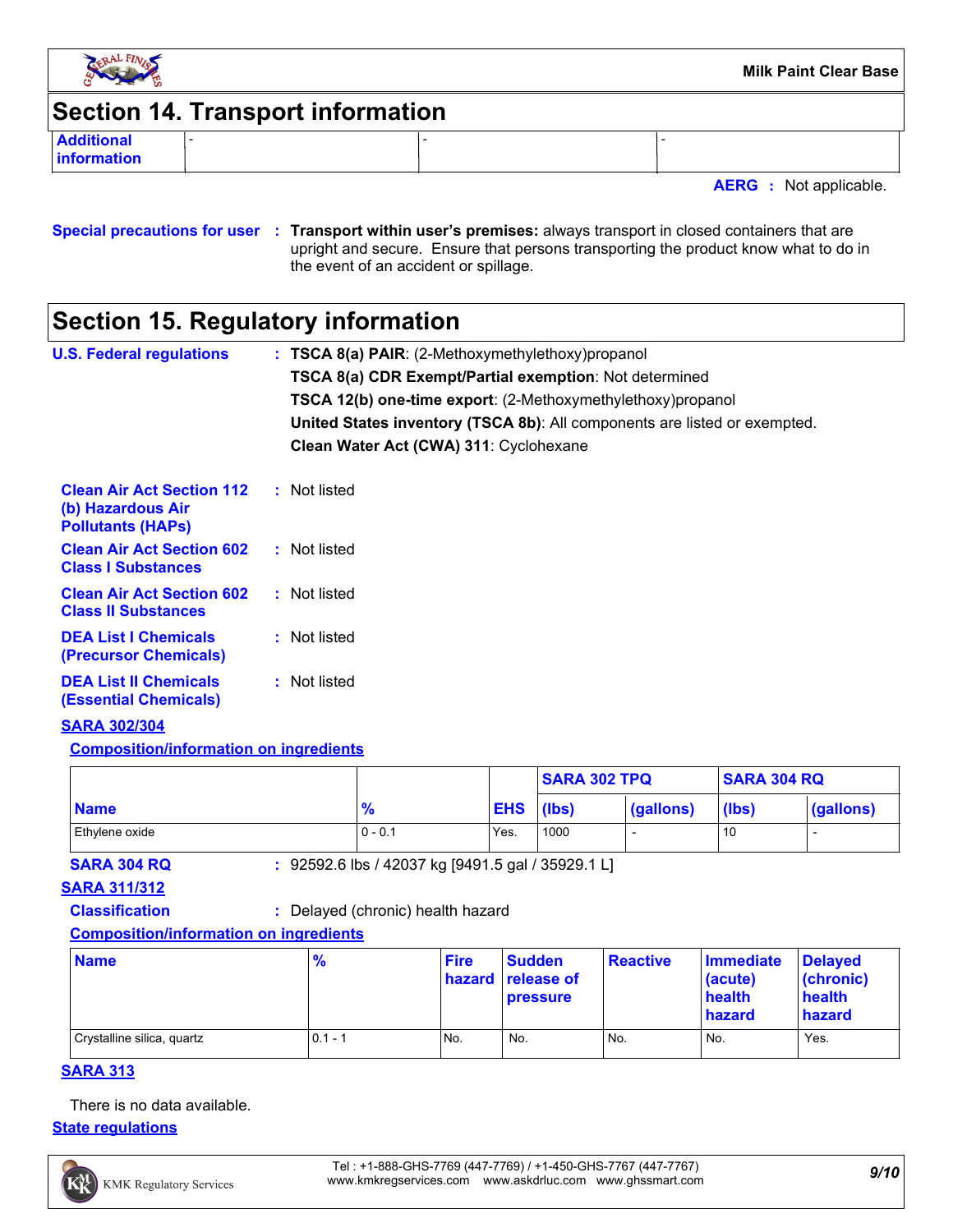## Section 14. Transport information

| Additional information | - | - | - |
|---|---|---|---|

**AERG** : Not applicable.

**Special precautions for user** : **Transport within user's premises:** always transport in closed containers that are upright and secure. Ensure that persons transporting the product know what to do in the event of an accident or spillage.

## Section 15. Regulatory information

**U.S. Federal regulations** : **TSCA 8(a) PAIR**: (2-Methoxymethylethoxy)propanol

**TSCA 8(a) CDR Exempt/Partial exemption**: Not determined

**TSCA 12(b) one-time export**: (2-Methoxymethylethoxy)propanol

**United States inventory (TSCA 8b)**: All components are listed or exempted.

**Clean Water Act (CWA) 311**: Cyclohexane

**Clean Air Act Section 112 (b) Hazardous Air Pollutants (HAPs)** : Not listed

**Clean Air Act Section 602 Class I Substances** : Not listed

**Clean Air Act Section 602 Class II Substances** : Not listed

**DEA List I Chemicals (Precursor Chemicals)** : Not listed

**DEA List II Chemicals (Essential Chemicals)** : Not listed

### SARA 302/304

**Composition/information on ingredients**

| | | | SARA 302 TPQ | | SARA 304 RQ | |
|---|---|---|---|---|---|---|
| **Name** | **%** | **EHS** | **(lbs)** | **(gallons)** | **(lbs)** | **(gallons)** |
| Ethylene oxide | 0 - 0.1 | Yes. | 1000 | - | 10 | - |

**SARA 304 RQ** : 92592.6 lbs / 42037 kg [9491.5 gal / 35929.1 L]

### SARA 311/312

**Classification** : Delayed (chronic) health hazard

**Composition/information on ingredients**

| Name | % | Fire hazard | Sudden release of pressure | Reactive | Immediate (acute) health hazard | Delayed (chronic) health hazard |
|---|---|---|---|---|---|---|
| Crystalline silica, quartz | 0.1 - 1 | No. | No. | No. | No. | Yes. |

### SARA 313

There is no data available.

### State regulations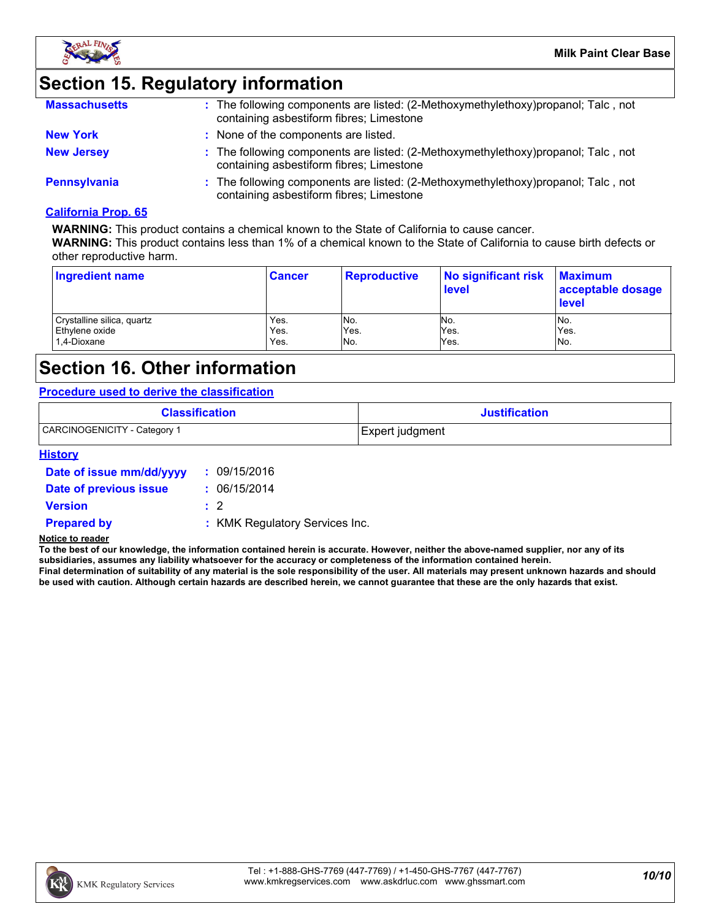# Section 15. Regulatory information

| | |
|---|---|
| **Massachusetts** | : The following components are listed: (2-Methoxymethylethoxy)propanol; Talc , not containing asbestiform fibres; Limestone |
| **New York** | : None of the components are listed. |
| **New Jersey** | : The following components are listed: (2-Methoxymethylethoxy)propanol; Talc , not containing asbestiform fibres; Limestone |
| **Pennsylvania** | : The following components are listed: (2-Methoxymethylethoxy)propanol; Talc , not containing asbestiform fibres; Limestone |

**California Prop. 65**

**WARNING:** This product contains a chemical known to the State of California to cause cancer.
**WARNING:** This product contains less than 1% of a chemical known to the State of California to cause birth defects or other reproductive harm.

| Ingredient name | Cancer | Reproductive | No significant risk level | Maximum acceptable dosage level |
|---|---|---|---|---|
| Crystalline silica, quartz | Yes. | No. | No. | No. |
| Ethylene oxide | Yes. | Yes. | Yes. | Yes. |
| 1,4-Dioxane | Yes. | No. | Yes. | No. |

# Section 16. Other information

**Procedure used to derive the classification**

| Classification | Justification |
|---|---|
| CARCINOGENICITY - Category 1 | Expert judgment |

**History**

| | |
|---|---|
| **Date of issue mm/dd/yyyy** | : 09/15/2016 |
| **Date of previous issue** | : 06/15/2014 |
| **Version** | : 2 |
| **Prepared by** | : KMK Regulatory Services Inc. |

**Notice to reader**

**To the best of our knowledge, the information contained herein is accurate. However, neither the above-named supplier, nor any of its subsidiaries, assumes any liability whatsoever for the accuracy or completeness of the information contained herein.**
**Final determination of suitability of any material is the sole responsibility of the user. All materials may present unknown hazards and should be used with caution. Although certain hazards are described herein, we cannot guarantee that these are the only hazards that exist.**